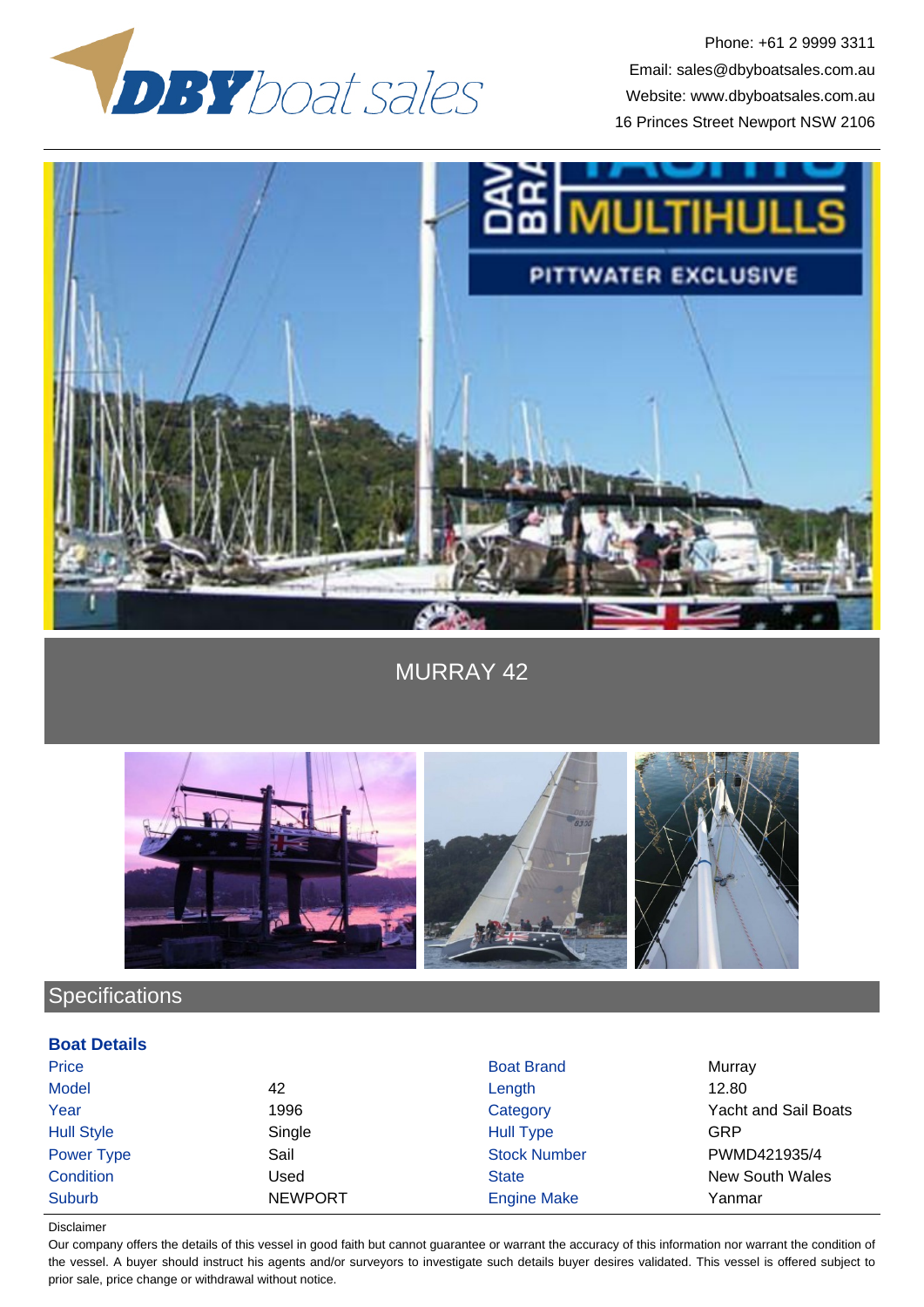DBY boat sales

Phone: +61 2 9999 3311
Email: sales@dbyboatsales.com.au
Website: www.dbyboatsales.com.au
16 Princes Street Newport NSW 2106

# MURRAY 42

## Specifications

### Boat Details

| | | | |
|---|---|---|---|
| Price | | Boat Brand | Murray |
| Model | 42 | Length | 12.80 |
| Year | 1996 | Category | Yacht and Sail Boats |
| Hull Style | Single | Hull Type | GRP |
| Power Type | Sail | Stock Number | PWMD421935/4 |
| Condition | Used | State | New South Wales |
| Suburb | NEWPORT | Engine Make | Yanmar |

Disclaimer

Our company offers the details of this vessel in good faith but cannot guarantee or warrant the accuracy of this information nor warrant the condition of the vessel. A buyer should instruct his agents and/or surveyors to investigate such details buyer desires validated. This vessel is offered subject to prior sale, price change or withdrawal without notice.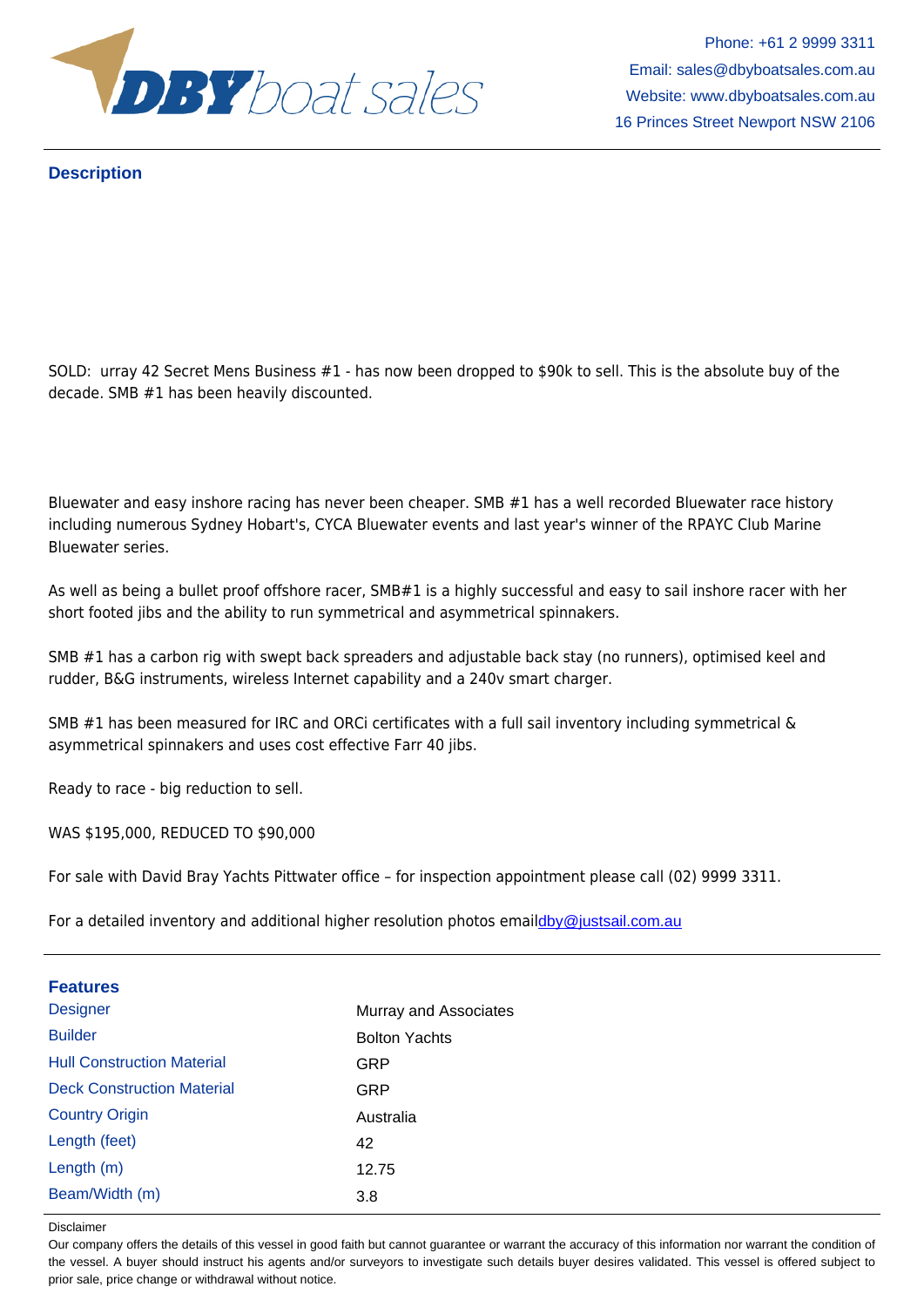## Description

SOLD: urray 42 Secret Mens Business #1 - has now been dropped to $90k to sell. This is the absolute buy of the decade. SMB #1 has been heavily discounted.

Bluewater and easy inshore racing has never been cheaper. SMB #1 has a well recorded Bluewater race history including numerous Sydney Hobart's, CYCA Bluewater events and last year's winner of the RPAYC Club Marine Bluewater series.

As well as being a bullet proof offshore racer, SMB#1 is a highly successful and easy to sail inshore racer with her short footed jibs and the ability to run symmetrical and asymmetrical spinnakers.

SMB #1 has a carbon rig with swept back spreaders and adjustable back stay (no runners), optimised keel and rudder, B&G instruments, wireless Internet capability and a 240v smart charger.

SMB #1 has been measured for IRC and ORCi certificates with a full sail inventory including symmetrical & asymmetrical spinnakers and uses cost effective Farr 40 jibs.

Ready to race - big reduction to sell.

WAS $195,000, REDUCED TO $90,000

For sale with David Bray Yachts Pittwater office – for inspection appointment please call (02) 9999 3311.

For a detailed inventory and additional higher resolution photos emaildby@justsail.com.au

## Features

| | |
|---|---|
| Designer | Murray and Associates |
| Builder | Bolton Yachts |
| Hull Construction Material | GRP |
| Deck Construction Material | GRP |
| Country Origin | Australia |
| Length (feet) | 42 |
| Length (m) | 12.75 |
| Beam/Width (m) | 3.8 |

Disclaimer

Our company offers the details of this vessel in good faith but cannot guarantee or warrant the accuracy of this information nor warrant the condition of the vessel. A buyer should instruct his agents and/or surveyors to investigate such details buyer desires validated. This vessel is offered subject to prior sale, price change or withdrawal without notice.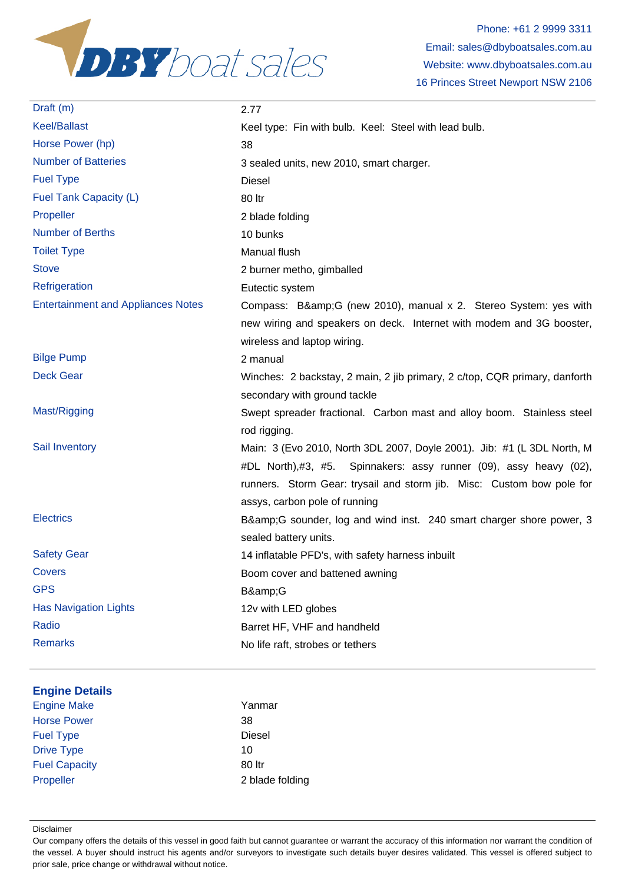| | |
|---|---|
| Draft (m) | 2.77 |
| Keel/Ballast | Keel type: Fin with bulb. Keel: Steel with lead bulb. |
| Horse Power (hp) | 38 |
| Number of Batteries | 3 sealed units, new 2010, smart charger. |
| Fuel Type | Diesel |
| Fuel Tank Capacity (L) | 80 ltr |
| Propeller | 2 blade folding |
| Number of Berths | 10 bunks |
| Toilet Type | Manual flush |
| Stove | 2 burner metho, gimballed |
| Refrigeration | Eutectic system |
| Entertainment and Appliances Notes | Compass: B&amp;G (new 2010), manual x 2. Stereo System: yes with new wiring and speakers on deck. Internet with modem and 3G booster, wireless and laptop wiring. |
| Bilge Pump | 2 manual |
| Deck Gear | Winches: 2 backstay, 2 main, 2 jib primary, 2 c/top, CQR primary, danforth secondary with ground tackle |
| Mast/Rigging | Swept spreader fractional. Carbon mast and alloy boom. Stainless steel rod rigging. |
| Sail Inventory | Main: 3 (Evo 2010, North 3DL 2007, Doyle 2001). Jib: #1 (L 3DL North, M #DL North),#3, #5. Spinnakers: assy runner (09), assy heavy (02), runners. Storm Gear: trysail and storm jib. Misc: Custom bow pole for assys, carbon pole of running |
| Electrics | B&amp;G sounder, log and wind inst. 240 smart charger shore power, 3 sealed battery units. |
| Safety Gear | 14 inflatable PFD's, with safety harness inbuilt |
| Covers | Boom cover and battened awning |
| GPS | B&amp;G |
| Has Navigation Lights | 12v with LED globes |
| Radio | Barret HF, VHF and handheld |
| Remarks | No life raft, strobes or tethers |

## Engine Details

| | |
|---|---|
| Engine Make | Yanmar |
| Horse Power | 38 |
| Fuel Type | Diesel |
| Drive Type | 10 |
| Fuel Capacity | 80 ltr |
| Propeller | 2 blade folding |

Disclaimer

Our company offers the details of this vessel in good faith but cannot guarantee or warrant the accuracy of this information nor warrant the condition of the vessel. A buyer should instruct his agents and/or surveyors to investigate such details buyer desires validated. This vessel is offered subject to prior sale, price change or withdrawal without notice.